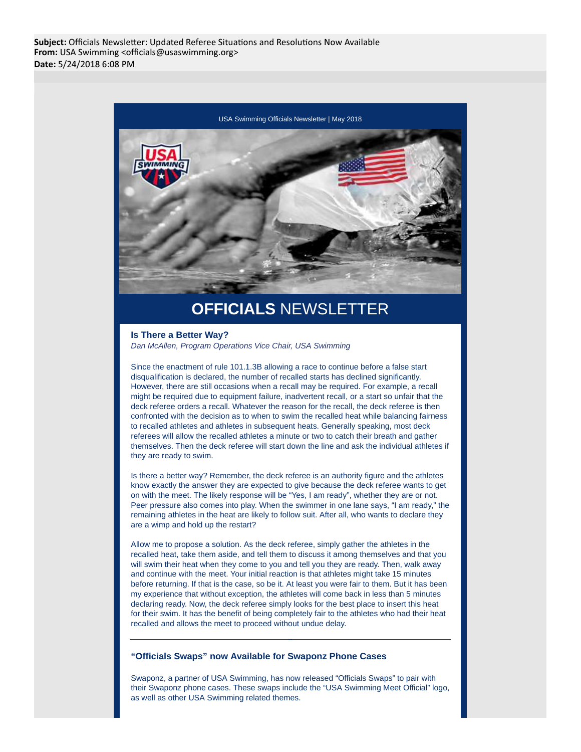**Subject:** Officials Newsletter: Updated Referee Situations and Resolutions Now Available
**From:** USA Swimming <officials@usaswimming.org>
**Date:** 5/24/2018 6:08 PM

USA Swimming Officials Newsletter | May 2018

# **OFFICIALS** NEWSLETTER

### Is There a Better Way?

*Dan McAllen, Program Operations Vice Chair, USA Swimming*

Since the enactment of rule 101.1.3B allowing a race to continue before a false start disqualification is declared, the number of recalled starts has declined significantly. However, there are still occasions when a recall may be required. For example, a recall might be required due to equipment failure, inadvertent recall, or a start so unfair that the deck referee orders a recall. Whatever the reason for the recall, the deck referee is then confronted with the decision as to when to swim the recalled heat while balancing fairness to recalled athletes and athletes in subsequent heats. Generally speaking, most deck referees will allow the recalled athletes a minute or two to catch their breath and gather themselves. Then the deck referee will start down the line and ask the individual athletes if they are ready to swim.

Is there a better way? Remember, the deck referee is an authority figure and the athletes know exactly the answer they are expected to give because the deck referee wants to get on with the meet. The likely response will be "Yes, I am ready", whether they are or not. Peer pressure also comes into play. When the swimmer in one lane says, "I am ready," the remaining athletes in the heat are likely to follow suit. After all, who wants to declare they are a wimp and hold up the restart?

Allow me to propose a solution. As the deck referee, simply gather the athletes in the recalled heat, take them aside, and tell them to discuss it among themselves and that you will swim their heat when they come to you and tell you they are ready. Then, walk away and continue with the meet. Your initial reaction is that athletes might take 15 minutes before returning. If that is the case, so be it. At least you were fair to them. But it has been my experience that without exception, the athletes will come back in less than 5 minutes declaring ready. Now, the deck referee simply looks for the best place to insert this heat for their swim. It has the benefit of being completely fair to the athletes who had their heat recalled and allows the meet to proceed without undue delay.

---

### "Officials Swaps" now Available for Swaponz Phone Cases

Swaponz, a partner of USA Swimming, has now released "Officials Swaps" to pair with their Swaponz phone cases. These swaps include the "USA Swimming Meet Official" logo, as well as other USA Swimming related themes.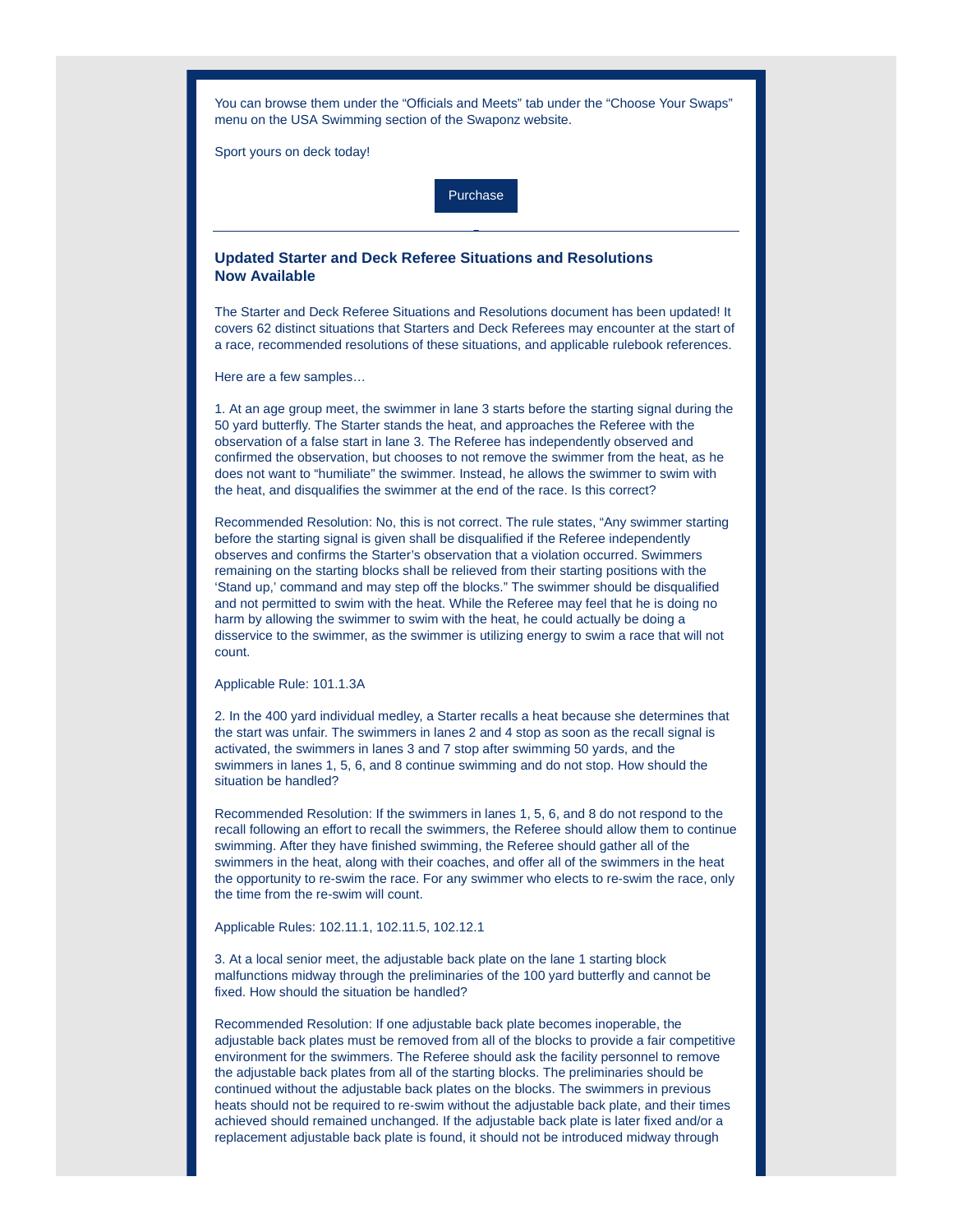You can browse them under the “Officials and Meets” tab under the “Choose Your Swaps” menu on the USA Swimming section of the Swaponz website.

Sport yours on deck today!

Purchase

---

### Updated Starter and Deck Referee Situations and Resolutions Now Available

The Starter and Deck Referee Situations and Resolutions document has been updated! It covers 62 distinct situations that Starters and Deck Referees may encounter at the start of a race, recommended resolutions of these situations, and applicable rulebook references.

Here are a few samples…

1. At an age group meet, the swimmer in lane 3 starts before the starting signal during the 50 yard butterfly. The Starter stands the heat, and approaches the Referee with the observation of a false start in lane 3. The Referee has independently observed and confirmed the observation, but chooses to not remove the swimmer from the heat, as he does not want to “humiliate” the swimmer. Instead, he allows the swimmer to swim with the heat, and disqualifies the swimmer at the end of the race. Is this correct?

Recommended Resolution: No, this is not correct. The rule states, “Any swimmer starting before the starting signal is given shall be disqualified if the Referee independently observes and confirms the Starter’s observation that a violation occurred. Swimmers remaining on the starting blocks shall be relieved from their starting positions with the ‘Stand up,’ command and may step off the blocks.” The swimmer should be disqualified and not permitted to swim with the heat. While the Referee may feel that he is doing no harm by allowing the swimmer to swim with the heat, he could actually be doing a disservice to the swimmer, as the swimmer is utilizing energy to swim a race that will not count.

Applicable Rule: 101.1.3A

2. In the 400 yard individual medley, a Starter recalls a heat because she determines that the start was unfair. The swimmers in lanes 2 and 4 stop as soon as the recall signal is activated, the swimmers in lanes 3 and 7 stop after swimming 50 yards, and the swimmers in lanes 1, 5, 6, and 8 continue swimming and do not stop. How should the situation be handled?

Recommended Resolution: If the swimmers in lanes 1, 5, 6, and 8 do not respond to the recall following an effort to recall the swimmers, the Referee should allow them to continue swimming. After they have finished swimming, the Referee should gather all of the swimmers in the heat, along with their coaches, and offer all of the swimmers in the heat the opportunity to re-swim the race. For any swimmer who elects to re-swim the race, only the time from the re-swim will count.

Applicable Rules: 102.11.1, 102.11.5, 102.12.1

3. At a local senior meet, the adjustable back plate on the lane 1 starting block malfunctions midway through the preliminaries of the 100 yard butterfly and cannot be fixed. How should the situation be handled?

Recommended Resolution: If one adjustable back plate becomes inoperable, the adjustable back plates must be removed from all of the blocks to provide a fair competitive environment for the swimmers. The Referee should ask the facility personnel to remove the adjustable back plates from all of the starting blocks. The preliminaries should be continued without the adjustable back plates on the blocks. The swimmers in previous heats should not be required to re-swim without the adjustable back plate, and their times achieved should remained unchanged. If the adjustable back plate is later fixed and/or a replacement adjustable back plate is found, it should not be introduced midway through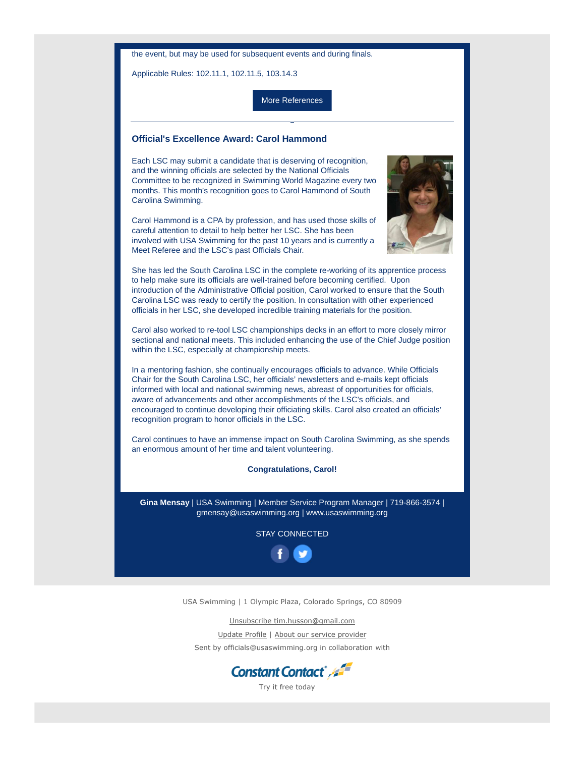the event, but may be used for subsequent events and during finals.

Applicable Rules: 102.11.1, 102.11.5, 103.14.3

More References

---

### Official's Excellence Award: Carol Hammond

Each LSC may submit a candidate that is deserving of recognition, and the winning officials are selected by the National Officials Committee to be recognized in Swimming World Magazine every two months. This month's recognition goes to Carol Hammond of South Carolina Swimming.

Carol Hammond is a CPA by profession, and has used those skills of careful attention to detail to help better her LSC. She has been involved with USA Swimming for the past 10 years and is currently a Meet Referee and the LSC's past Officials Chair.

She has led the South Carolina LSC in the complete re-working of its apprentice process to help make sure its officials are well-trained before becoming certified. Upon introduction of the Administrative Official position, Carol worked to ensure that the South Carolina LSC was ready to certify the position. In consultation with other experienced officials in her LSC, she developed incredible training materials for the position.

Carol also worked to re-tool LSC championships decks in an effort to more closely mirror sectional and national meets. This included enhancing the use of the Chief Judge position within the LSC, especially at championship meets.

In a mentoring fashion, she continually encourages officials to advance. While Officials Chair for the South Carolina LSC, her officials' newsletters and e-mails kept officials informed with local and national swimming news, abreast of opportunities for officials, aware of advancements and other accomplishments of the LSC's officials, and encouraged to continue developing their officiating skills. Carol also created an officials' recognition program to honor officials in the LSC.

Carol continues to have an immense impact on South Carolina Swimming, as she spends an enormous amount of her time and talent volunteering.

**Congratulations, Carol!**

**Gina Mensay** | USA Swimming | Member Service Program Manager | 719-866-3574 | gmensay@usaswimming.org | www.usaswimming.org

STAY CONNECTED

USA Swimming | 1 Olympic Plaza, Colorado Springs, CO 80909

Unsubscribe tim.husson@gmail.com

Update Profile | About our service provider

Sent by officials@usaswimming.org in collaboration with

Constant Contact

Try it free today